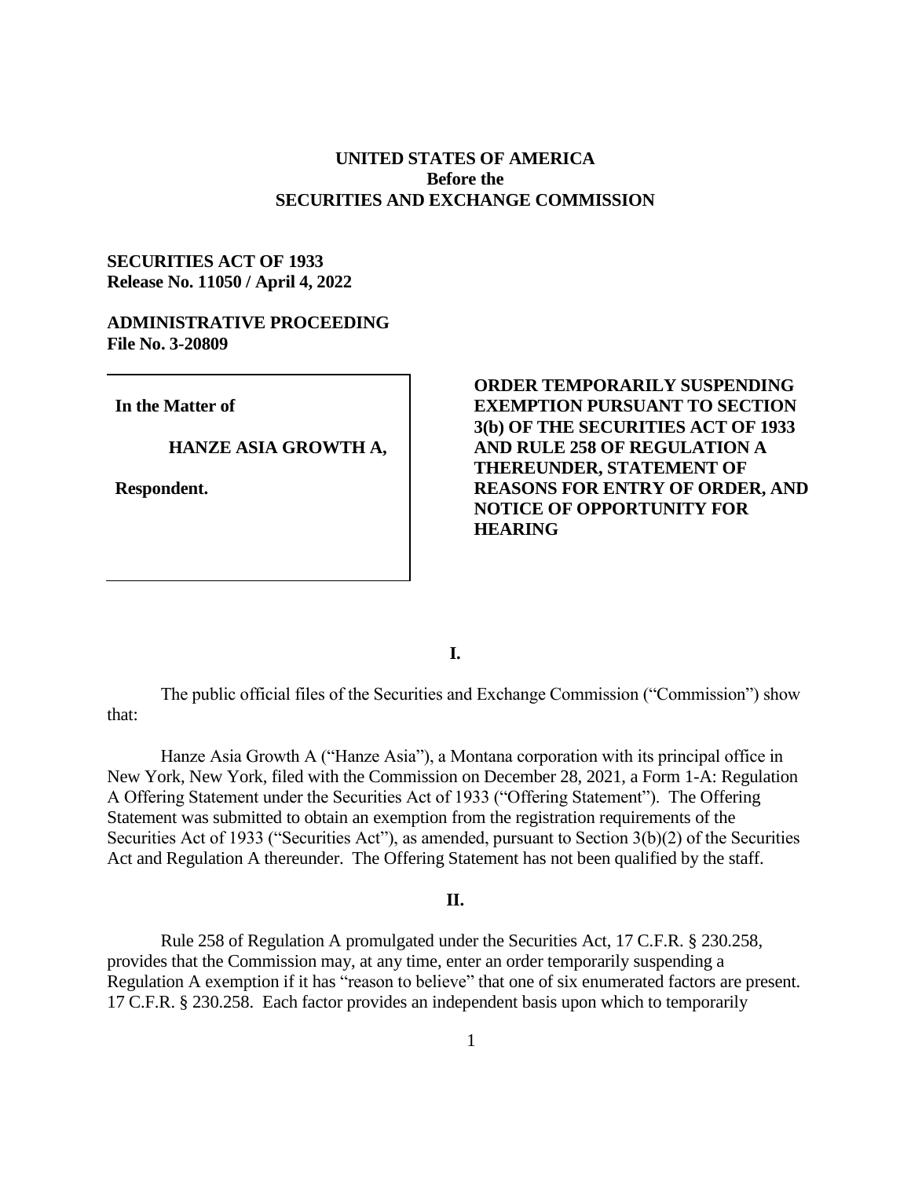**UNITED STATES OF AMERICA**
**Before the**
**SECURITIES AND EXCHANGE COMMISSION**

**SECURITIES ACT OF 1933**
**Release No. 11050 / April 4, 2022**

**ADMINISTRATIVE PROCEEDING**
**File No. 3-20809**

| In the Matter of<br><br>HANZE ASIA GROWTH A,<br><br>Respondent. | **ORDER TEMPORARILY SUSPENDING EXEMPTION PURSUANT TO SECTION 3(b) OF THE SECURITIES ACT OF 1933 AND RULE 258 OF REGULATION A THEREUNDER, STATEMENT OF REASONS FOR ENTRY OF ORDER, AND NOTICE OF OPPORTUNITY FOR HEARING** |
|---|---|

## I.

The public official files of the Securities and Exchange Commission ("Commission") show that:

Hanze Asia Growth A ("Hanze Asia"), a Montana corporation with its principal office in New York, New York, filed with the Commission on December 28, 2021, a Form 1-A: Regulation A Offering Statement under the Securities Act of 1933 ("Offering Statement"). The Offering Statement was submitted to obtain an exemption from the registration requirements of the Securities Act of 1933 ("Securities Act"), as amended, pursuant to Section 3(b)(2) of the Securities Act and Regulation A thereunder. The Offering Statement has not been qualified by the staff.

## II.

Rule 258 of Regulation A promulgated under the Securities Act, 17 C.F.R. § 230.258, provides that the Commission may, at any time, enter an order temporarily suspending a Regulation A exemption if it has "reason to believe" that one of six enumerated factors are present. 17 C.F.R. § 230.258. Each factor provides an independent basis upon which to temporarily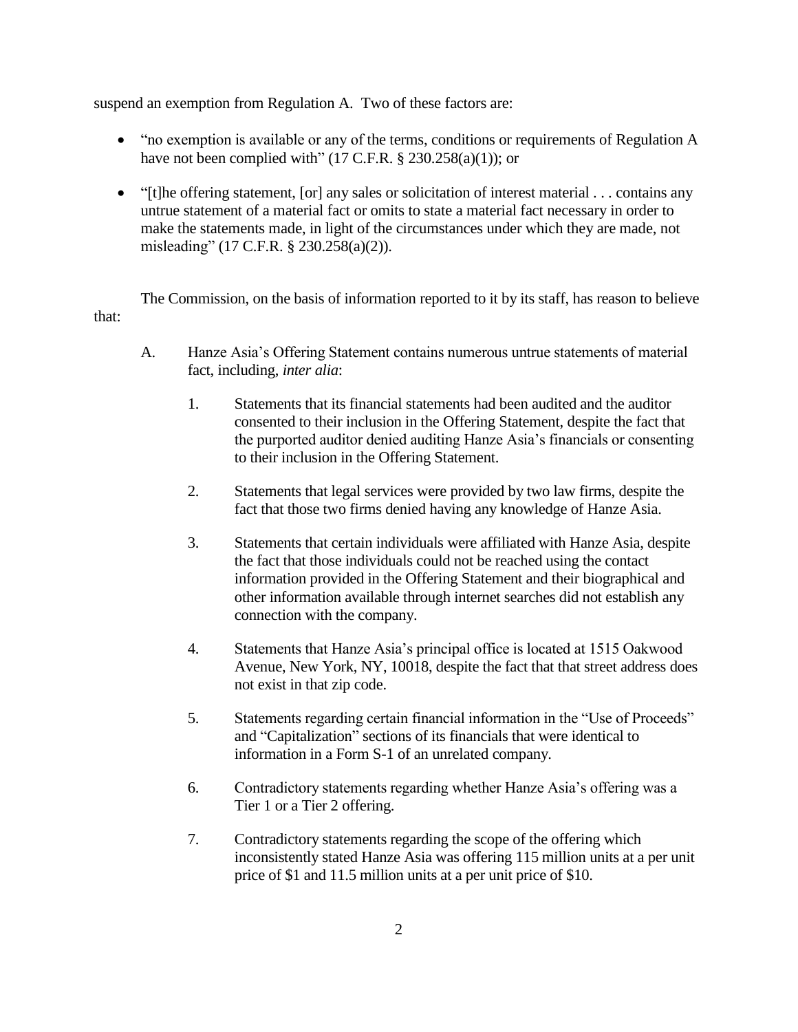suspend an exemption from Regulation A. Two of these factors are:

- "no exemption is available or any of the terms, conditions or requirements of Regulation A have not been complied with" (17 C.F.R. § 230.258(a)(1)); or
- "[t]he offering statement, [or] any sales or solicitation of interest material . . . contains any untrue statement of a material fact or omits to state a material fact necessary in order to make the statements made, in light of the circumstances under which they are made, not misleading" (17 C.F.R. § 230.258(a)(2)).

The Commission, on the basis of information reported to it by its staff, has reason to believe that:

A. Hanze Asia's Offering Statement contains numerous untrue statements of material fact, including, *inter alia*:

1. Statements that its financial statements had been audited and the auditor consented to their inclusion in the Offering Statement, despite the fact that the purported auditor denied auditing Hanze Asia's financials or consenting to their inclusion in the Offering Statement.

2. Statements that legal services were provided by two law firms, despite the fact that those two firms denied having any knowledge of Hanze Asia.

3. Statements that certain individuals were affiliated with Hanze Asia, despite the fact that those individuals could not be reached using the contact information provided in the Offering Statement and their biographical and other information available through internet searches did not establish any connection with the company.

4. Statements that Hanze Asia's principal office is located at 1515 Oakwood Avenue, New York, NY, 10018, despite the fact that that street address does not exist in that zip code.

5. Statements regarding certain financial information in the "Use of Proceeds" and "Capitalization" sections of its financials that were identical to information in a Form S-1 of an unrelated company.

6. Contradictory statements regarding whether Hanze Asia's offering was a Tier 1 or a Tier 2 offering.

7. Contradictory statements regarding the scope of the offering which inconsistently stated Hanze Asia was offering 115 million units at a per unit price of $1 and 11.5 million units at a per unit price of $10.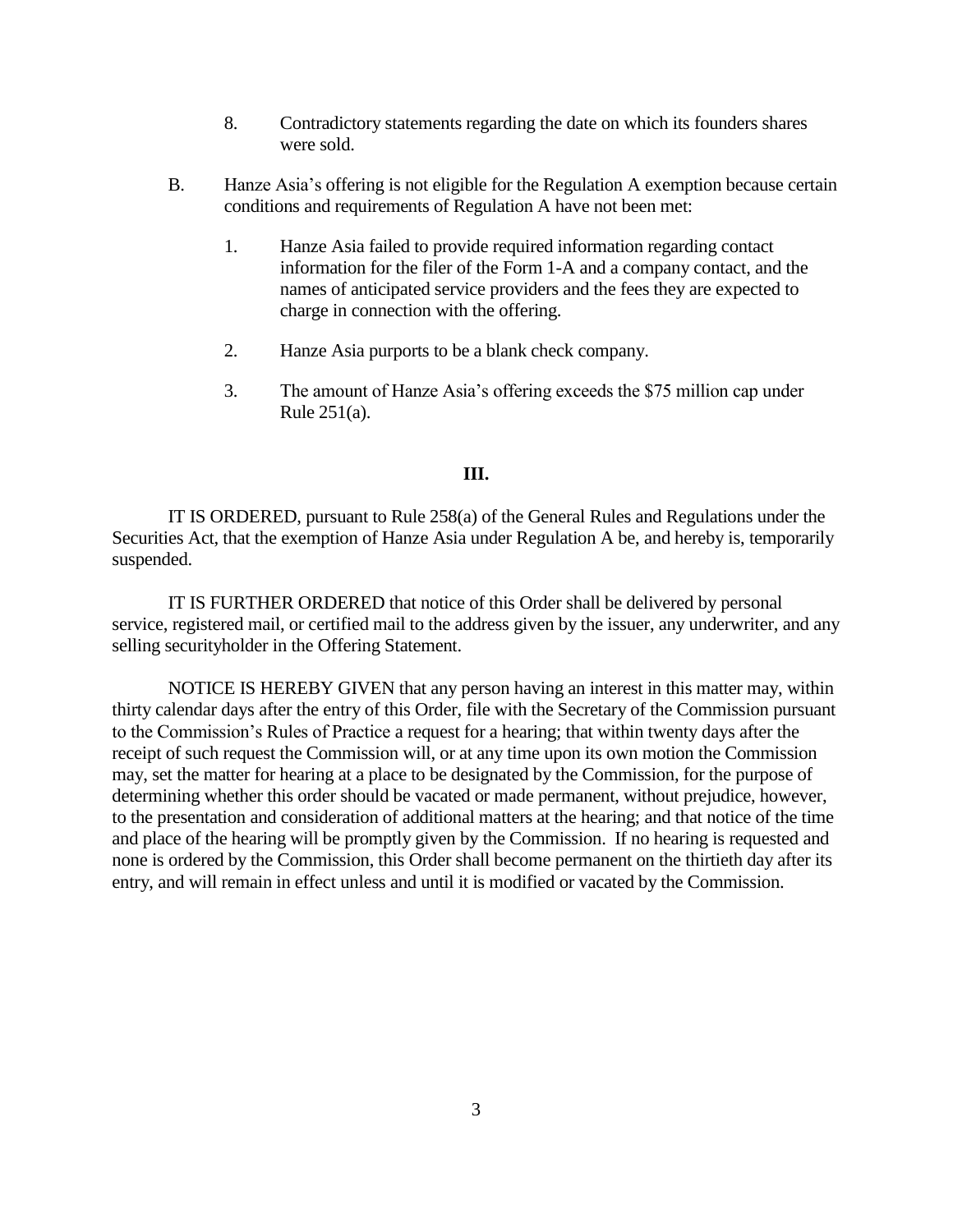8. Contradictory statements regarding the date on which its founders shares were sold.

B. Hanze Asia's offering is not eligible for the Regulation A exemption because certain conditions and requirements of Regulation A have not been met:

   1. Hanze Asia failed to provide required information regarding contact information for the filer of the Form 1-A and a company contact, and the names of anticipated service providers and the fees they are expected to charge in connection with the offering.

   2. Hanze Asia purports to be a blank check company.

   3. The amount of Hanze Asia's offering exceeds the $75 million cap under Rule 251(a).

## III.

IT IS ORDERED, pursuant to Rule 258(a) of the General Rules and Regulations under the Securities Act, that the exemption of Hanze Asia under Regulation A be, and hereby is, temporarily suspended.

IT IS FURTHER ORDERED that notice of this Order shall be delivered by personal service, registered mail, or certified mail to the address given by the issuer, any underwriter, and any selling securityholder in the Offering Statement.

NOTICE IS HEREBY GIVEN that any person having an interest in this matter may, within thirty calendar days after the entry of this Order, file with the Secretary of the Commission pursuant to the Commission's Rules of Practice a request for a hearing; that within twenty days after the receipt of such request the Commission will, or at any time upon its own motion the Commission may, set the matter for hearing at a place to be designated by the Commission, for the purpose of determining whether this order should be vacated or made permanent, without prejudice, however, to the presentation and consideration of additional matters at the hearing; and that notice of the time and place of the hearing will be promptly given by the Commission. If no hearing is requested and none is ordered by the Commission, this Order shall become permanent on the thirtieth day after its entry, and will remain in effect unless and until it is modified or vacated by the Commission.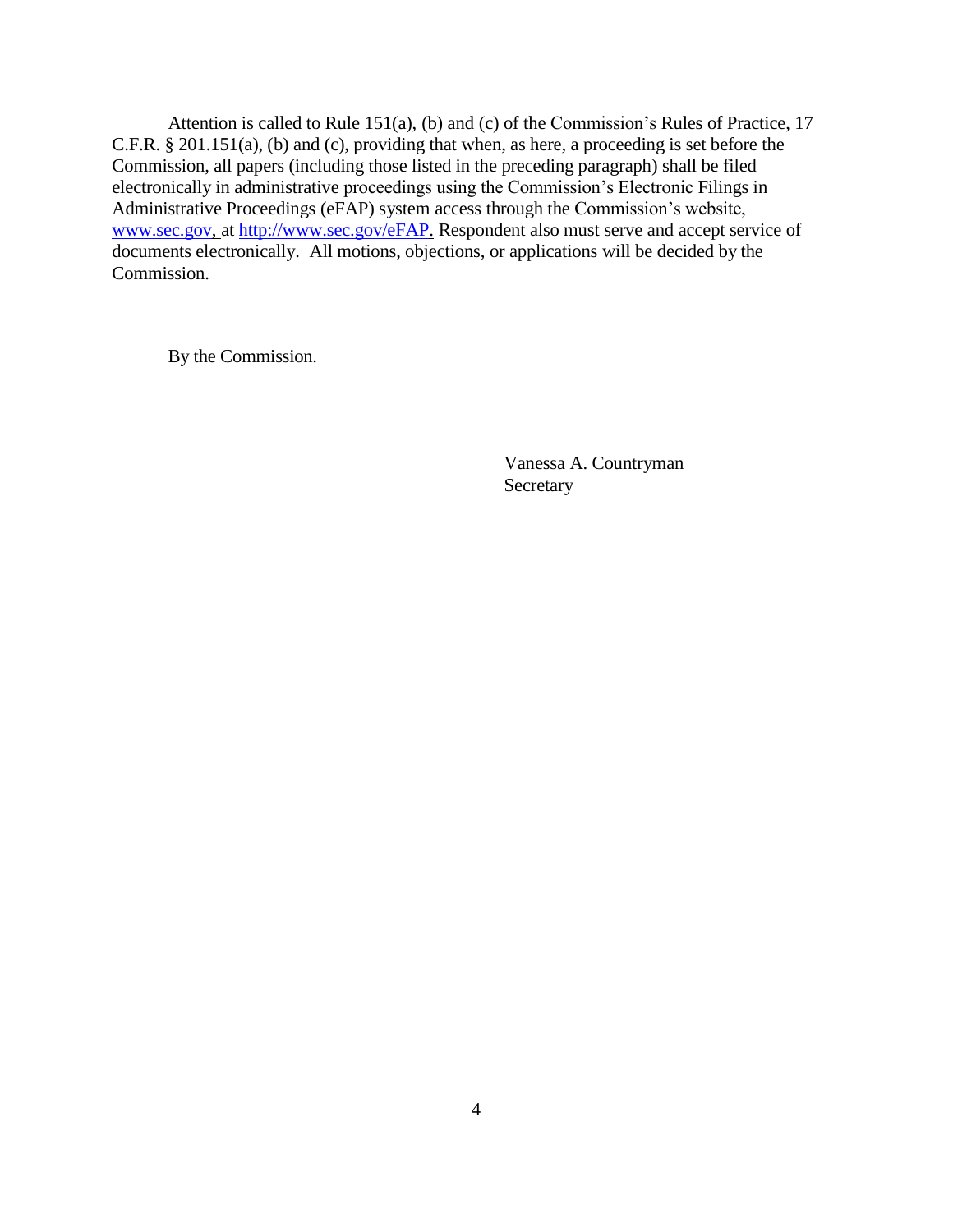Attention is called to Rule 151(a), (b) and (c) of the Commission's Rules of Practice, 17 C.F.R. § 201.151(a), (b) and (c), providing that when, as here, a proceeding is set before the Commission, all papers (including those listed in the preceding paragraph) shall be filed electronically in administrative proceedings using the Commission's Electronic Filings in Administrative Proceedings (eFAP) system access through the Commission's website, [www.sec.gov](http://www.sec.gov), at [http://www.sec.gov/eFAP](http://www.sec.gov/eFAP). Respondent also must serve and accept service of documents electronically. All motions, objections, or applications will be decided by the Commission.

By the Commission.

Vanessa A. Countryman
Secretary